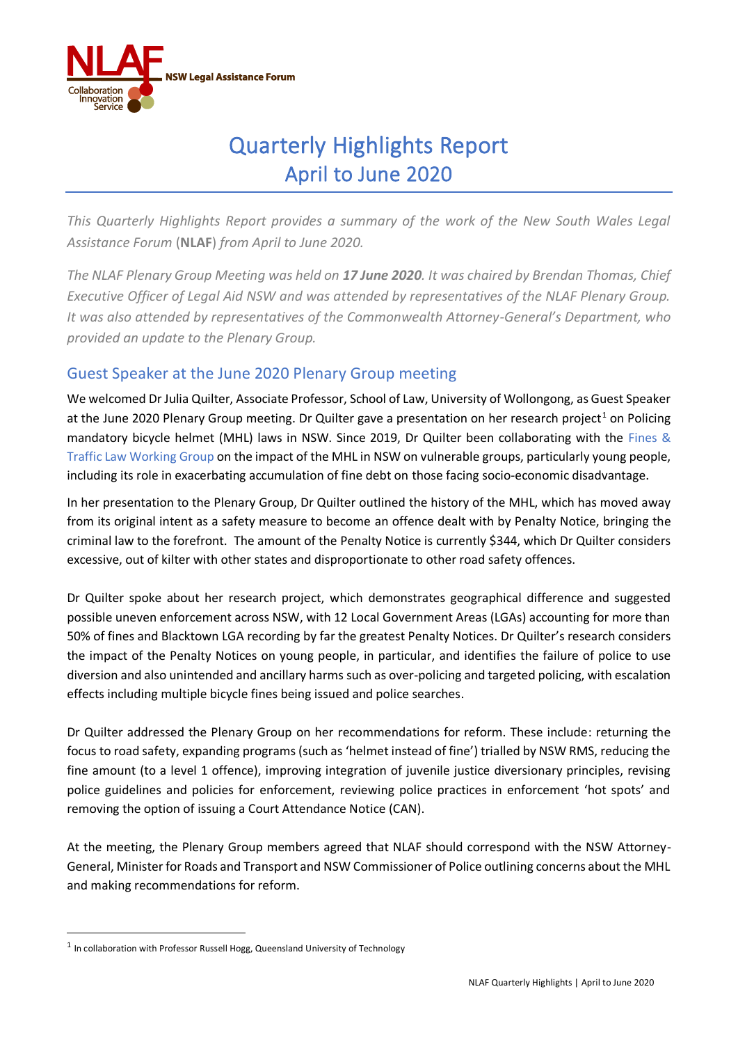# Quarterly Highlights Report
## April to June 2020

*This Quarterly Highlights Report provides a summary of the work of the New South Wales Legal Assistance Forum (**NLAF**) from April to June 2020.*

*The NLAF Plenary Group Meeting was held on **17 June 2020**. It was chaired by Brendan Thomas, Chief Executive Officer of Legal Aid NSW and was attended by representatives of the NLAF Plenary Group. It was also attended by representatives of the Commonwealth Attorney-General's Department, who provided an update to the Plenary Group.*

## Guest Speaker at the June 2020 Plenary Group meeting

We welcomed Dr Julia Quilter, Associate Professor, School of Law, University of Wollongong, as Guest Speaker at the June 2020 Plenary Group meeting. Dr Quilter gave a presentation on her research project[1] on Policing mandatory bicycle helmet (MHL) laws in NSW. Since 2019, Dr Quilter been collaborating with the Fines & Traffic Law Working Group on the impact of the MHL in NSW on vulnerable groups, particularly young people, including its role in exacerbating accumulation of fine debt on those facing socio-economic disadvantage.

In her presentation to the Plenary Group, Dr Quilter outlined the history of the MHL, which has moved away from its original intent as a safety measure to become an offence dealt with by Penalty Notice, bringing the criminal law to the forefront. The amount of the Penalty Notice is currently $344, which Dr Quilter considers excessive, out of kilter with other states and disproportionate to other road safety offences.

Dr Quilter spoke about her research project, which demonstrates geographical difference and suggested possible uneven enforcement across NSW, with 12 Local Government Areas (LGAs) accounting for more than 50% of fines and Blacktown LGA recording by far the greatest Penalty Notices. Dr Quilter's research considers the impact of the Penalty Notices on young people, in particular, and identifies the failure of police to use diversion and also unintended and ancillary harms such as over-policing and targeted policing, with escalation effects including multiple bicycle fines being issued and police searches.

Dr Quilter addressed the Plenary Group on her recommendations for reform. These include: returning the focus to road safety, expanding programs (such as 'helmet instead of fine') trialled by NSW RMS, reducing the fine amount (to a level 1 offence), improving integration of juvenile justice diversionary principles, revising police guidelines and policies for enforcement, reviewing police practices in enforcement 'hot spots' and removing the option of issuing a Court Attendance Notice (CAN).

At the meeting, the Plenary Group members agreed that NLAF should correspond with the NSW Attorney-General, Minister for Roads and Transport and NSW Commissioner of Police outlining concerns about the MHL and making recommendations for reform.

[1] In collaboration with Professor Russell Hogg, Queensland University of Technology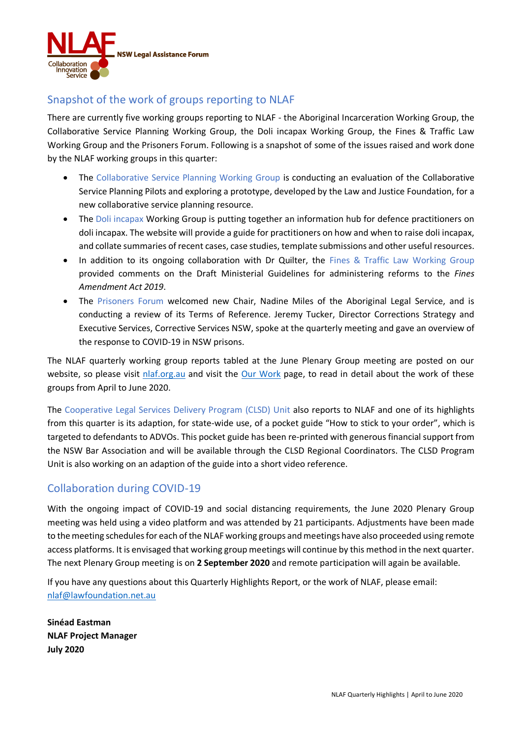## Snapshot of the work of groups reporting to NLAF

There are currently five working groups reporting to NLAF - the Aboriginal Incarceration Working Group, the Collaborative Service Planning Working Group, the Doli incapax Working Group, the Fines & Traffic Law Working Group and the Prisoners Forum. Following is a snapshot of some of the issues raised and work done by the NLAF working groups in this quarter:

- The Collaborative Service Planning Working Group is conducting an evaluation of the Collaborative Service Planning Pilots and exploring a prototype, developed by the Law and Justice Foundation, for a new collaborative service planning resource.
- The Doli incapax Working Group is putting together an information hub for defence practitioners on doli incapax. The website will provide a guide for practitioners on how and when to raise doli incapax, and collate summaries of recent cases, case studies, template submissions and other useful resources.
- In addition to its ongoing collaboration with Dr Quilter, the Fines & Traffic Law Working Group provided comments on the Draft Ministerial Guidelines for administering reforms to the *Fines Amendment Act 2019*.
- The Prisoners Forum welcomed new Chair, Nadine Miles of the Aboriginal Legal Service, and is conducting a review of its Terms of Reference. Jeremy Tucker, Director Corrections Strategy and Executive Services, Corrective Services NSW, spoke at the quarterly meeting and gave an overview of the response to COVID-19 in NSW prisons.

The NLAF quarterly working group reports tabled at the June Plenary Group meeting are posted on our website, so please visit [nlaf.org.au](nlaf.org.au) and visit the [Our Work](Our Work) page, to read in detail about the work of these groups from April to June 2020.

The Cooperative Legal Services Delivery Program (CLSD) Unit also reports to NLAF and one of its highlights from this quarter is its adaption, for state-wide use, of a pocket guide "How to stick to your order", which is targeted to defendants to ADVOs. This pocket guide has been re-printed with generous financial support from the NSW Bar Association and will be available through the CLSD Regional Coordinators. The CLSD Program Unit is also working on an adaption of the guide into a short video reference.

## Collaboration during COVID-19

With the ongoing impact of COVID-19 and social distancing requirements, the June 2020 Plenary Group meeting was held using a video platform and was attended by 21 participants. Adjustments have been made to the meeting schedules for each of the NLAF working groups and meetings have also proceeded using remote access platforms. It is envisaged that working group meetings will continue by this method in the next quarter. The next Plenary Group meeting is on **2 September 2020** and remote participation will again be available.

If you have any questions about this Quarterly Highlights Report, or the work of NLAF, please email: [nlaf@lawfoundation.net.au](mailto:nlaf@lawfoundation.net.au)

**Sinéad Eastman**
**NLAF Project Manager**
**July 2020**